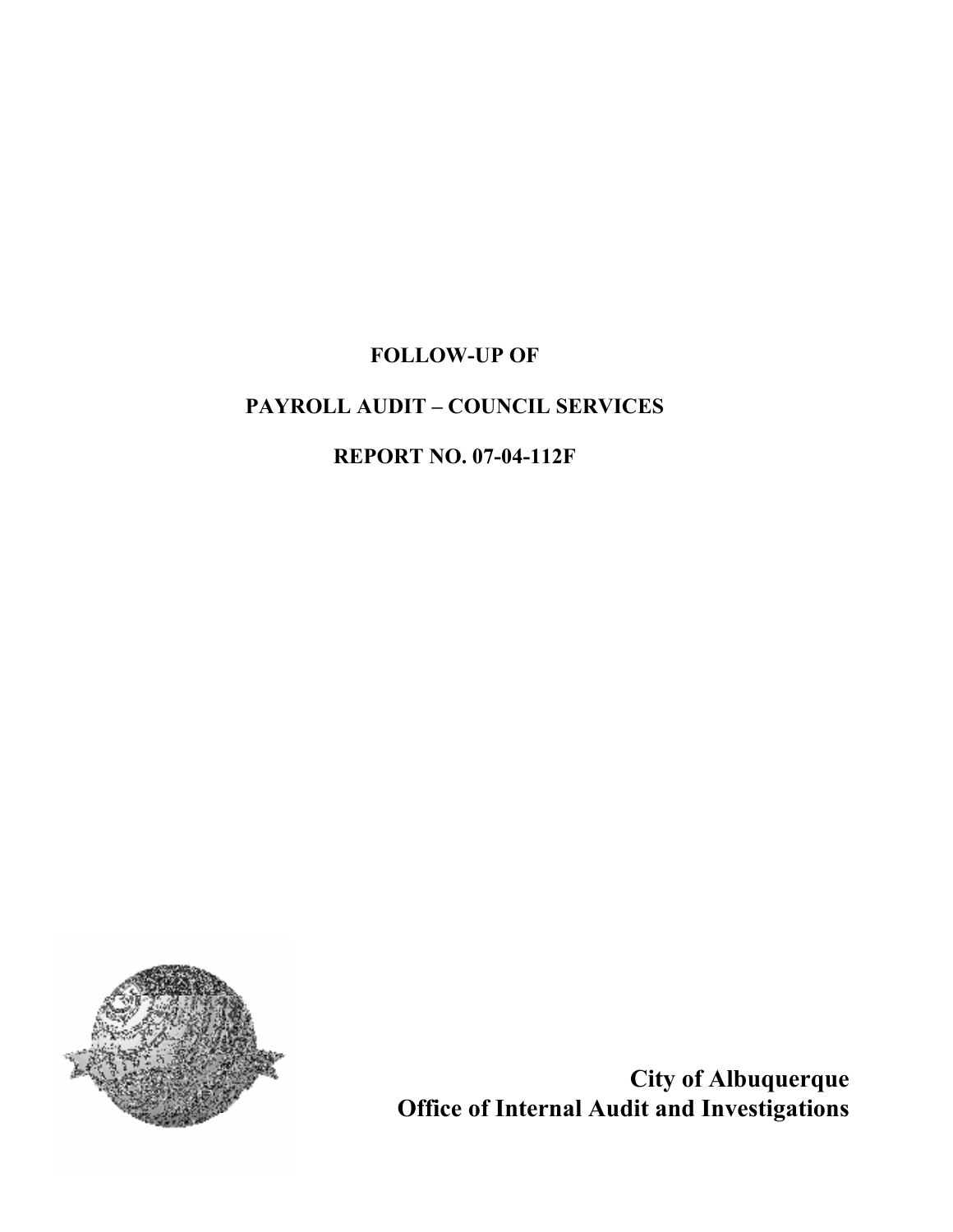# FOLLOW-UP OF

# PAYROLL AUDIT – COUNCIL SERVICES

# REPORT NO. 07-04-112F

**City of Albuquerque**
**Office of Internal Audit and Investigations**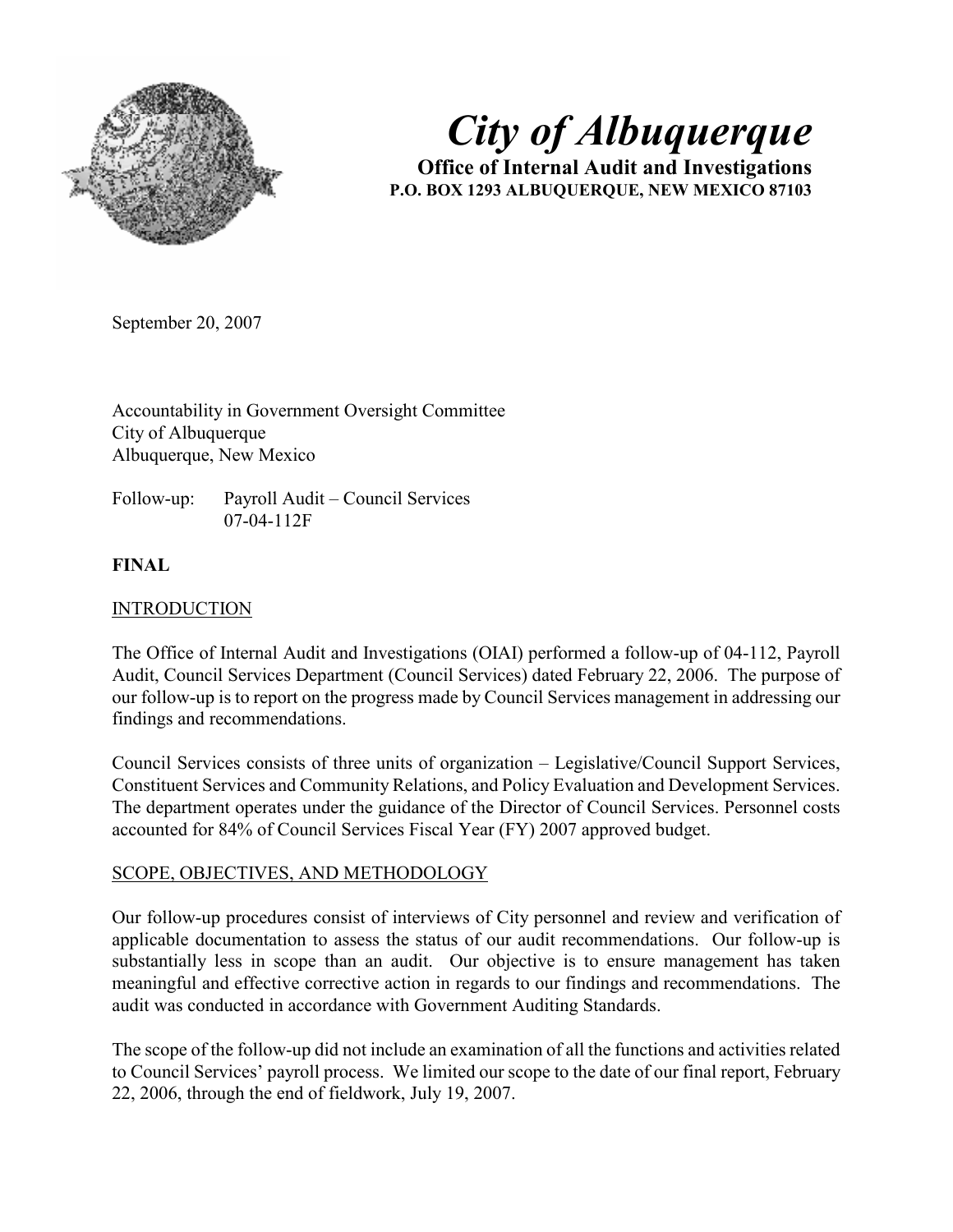# City of Albuquerque

**Office of Internal Audit and Investigations**
**P.O. BOX 1293 ALBUQUERQUE, NEW MEXICO 87103**

September 20, 2007

Accountability in Government Oversight Committee
City of Albuquerque
Albuquerque, New Mexico

Follow-up: Payroll Audit – Council Services
07-04-112F

**FINAL**

## INTRODUCTION

The Office of Internal Audit and Investigations (OIAI) performed a follow-up of 04-112, Payroll Audit, Council Services Department (Council Services) dated February 22, 2006. The purpose of our follow-up is to report on the progress made by Council Services management in addressing our findings and recommendations.

Council Services consists of three units of organization – Legislative/Council Support Services, Constituent Services and Community Relations, and Policy Evaluation and Development Services. The department operates under the guidance of the Director of Council Services. Personnel costs accounted for 84% of Council Services Fiscal Year (FY) 2007 approved budget.

## SCOPE, OBJECTIVES, AND METHODOLOGY

Our follow-up procedures consist of interviews of City personnel and review and verification of applicable documentation to assess the status of our audit recommendations. Our follow-up is substantially less in scope than an audit. Our objective is to ensure management has taken meaningful and effective corrective action in regards to our findings and recommendations. The audit was conducted in accordance with Government Auditing Standards.

The scope of the follow-up did not include an examination of all the functions and activities related to Council Services' payroll process. We limited our scope to the date of our final report, February 22, 2006, through the end of fieldwork, July 19, 2007.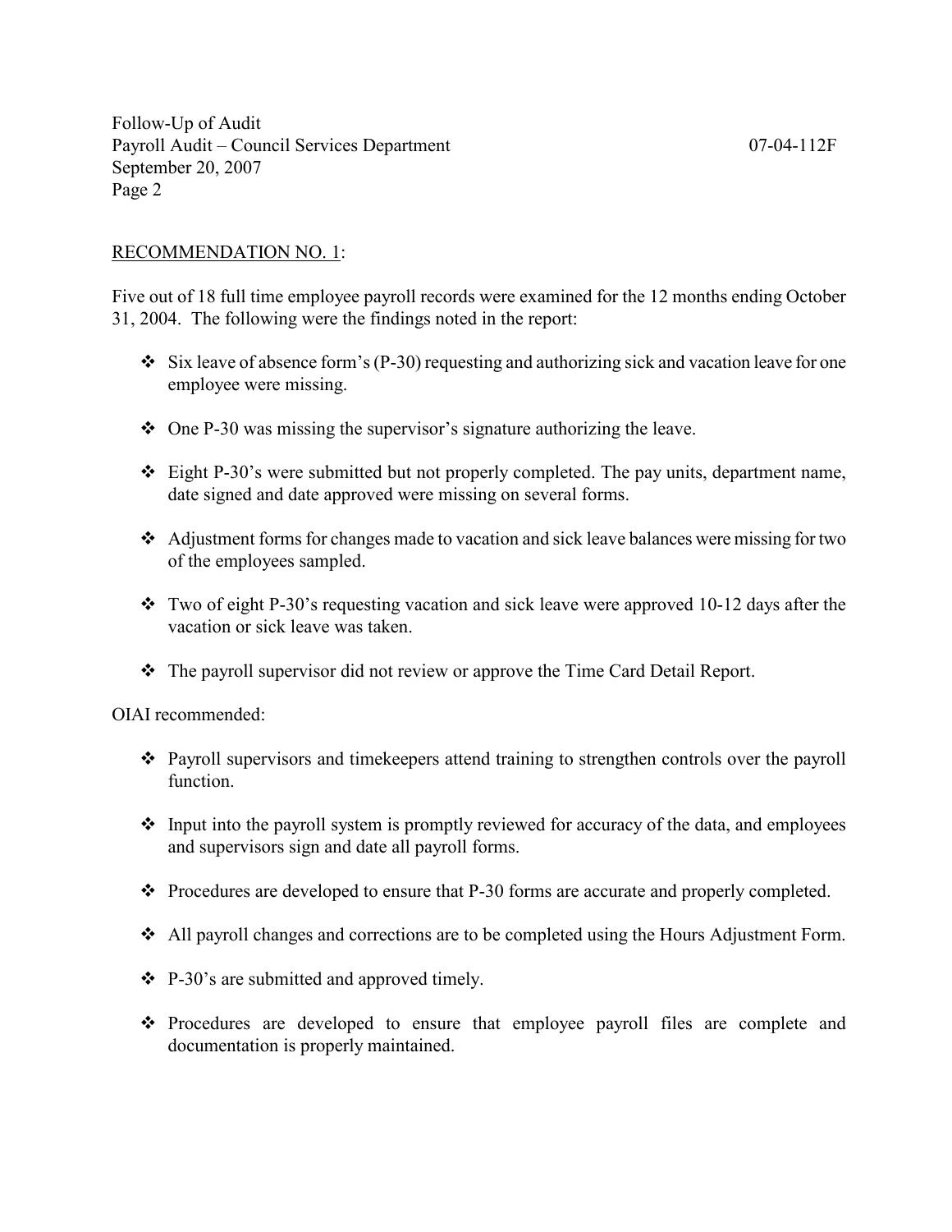RECOMMENDATION NO. 1:

Five out of 18 full time employee payroll records were examined for the 12 months ending October 31, 2004. The following were the findings noted in the report:

- Six leave of absence form's (P-30) requesting and authorizing sick and vacation leave for one employee were missing.
- One P-30 was missing the supervisor's signature authorizing the leave.
- Eight P-30's were submitted but not properly completed. The pay units, department name, date signed and date approved were missing on several forms.
- Adjustment forms for changes made to vacation and sick leave balances were missing for two of the employees sampled.
- Two of eight P-30's requesting vacation and sick leave were approved 10-12 days after the vacation or sick leave was taken.
- The payroll supervisor did not review or approve the Time Card Detail Report.

OIAI recommended:

- Payroll supervisors and timekeepers attend training to strengthen controls over the payroll function.
- Input into the payroll system is promptly reviewed for accuracy of the data, and employees and supervisors sign and date all payroll forms.
- Procedures are developed to ensure that P-30 forms are accurate and properly completed.
- All payroll changes and corrections are to be completed using the Hours Adjustment Form.
- P-30's are submitted and approved timely.
- Procedures are developed to ensure that employee payroll files are complete and documentation is properly maintained.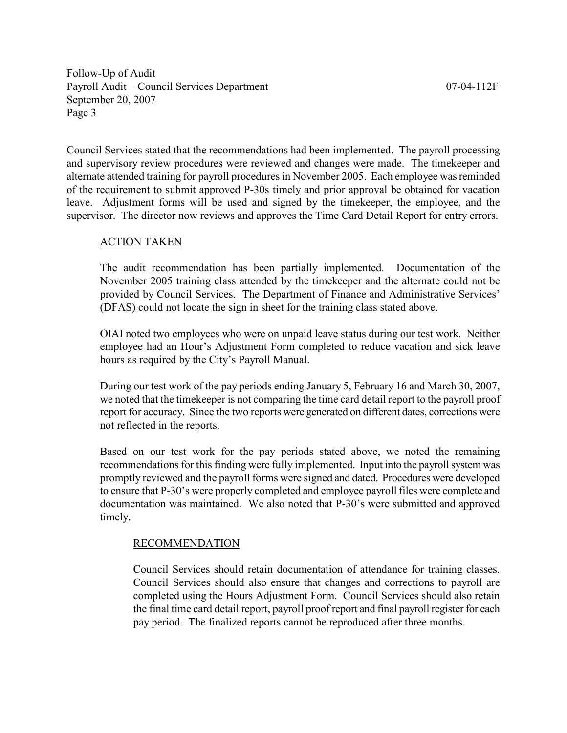Council Services stated that the recommendations had been implemented. The payroll processing and supervisory review procedures were reviewed and changes were made. The timekeeper and alternate attended training for payroll procedures in November 2005. Each employee was reminded of the requirement to submit approved P-30s timely and prior approval be obtained for vacation leave. Adjustment forms will be used and signed by the timekeeper, the employee, and the supervisor. The director now reviews and approves the Time Card Detail Report for entry errors.

ACTION TAKEN

The audit recommendation has been partially implemented. Documentation of the November 2005 training class attended by the timekeeper and the alternate could not be provided by Council Services. The Department of Finance and Administrative Services' (DFAS) could not locate the sign in sheet for the training class stated above.

OIAI noted two employees who were on unpaid leave status during our test work. Neither employee had an Hour's Adjustment Form completed to reduce vacation and sick leave hours as required by the City's Payroll Manual.

During our test work of the pay periods ending January 5, February 16 and March 30, 2007, we noted that the timekeeper is not comparing the time card detail report to the payroll proof report for accuracy. Since the two reports were generated on different dates, corrections were not reflected in the reports.

Based on our test work for the pay periods stated above, we noted the remaining recommendations for this finding were fully implemented. Input into the payroll system was promptly reviewed and the payroll forms were signed and dated. Procedures were developed to ensure that P-30's were properly completed and employee payroll files were complete and documentation was maintained. We also noted that P-30's were submitted and approved timely.

RECOMMENDATION

Council Services should retain documentation of attendance for training classes. Council Services should also ensure that changes and corrections to payroll are completed using the Hours Adjustment Form. Council Services should also retain the final time card detail report, payroll proof report and final payroll register for each pay period. The finalized reports cannot be reproduced after three months.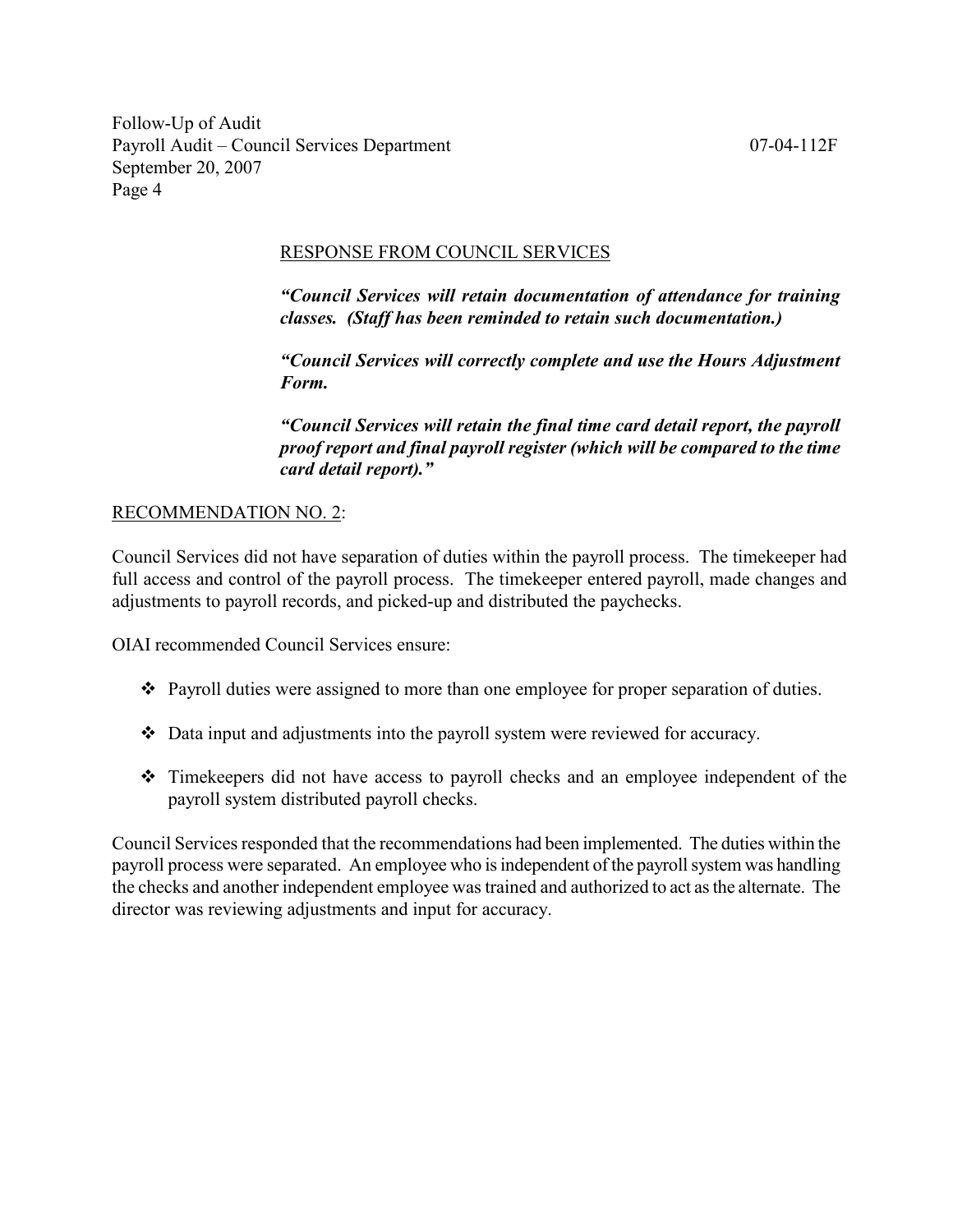RESPONSE FROM COUNCIL SERVICES

***"Council Services will retain documentation of attendance for training classes. (Staff has been reminded to retain such documentation.)***

***"Council Services will correctly complete and use the Hours Adjustment Form.***

***"Council Services will retain the final time card detail report, the payroll proof report and final payroll register (which will be compared to the time card detail report)."***

RECOMMENDATION NO. 2:

Council Services did not have separation of duties within the payroll process. The timekeeper had full access and control of the payroll process. The timekeeper entered payroll, made changes and adjustments to payroll records, and picked-up and distributed the paychecks.

OIAI recommended Council Services ensure:

- Payroll duties were assigned to more than one employee for proper separation of duties.
- Data input and adjustments into the payroll system were reviewed for accuracy.
- Timekeepers did not have access to payroll checks and an employee independent of the payroll system distributed payroll checks.

Council Services responded that the recommendations had been implemented. The duties within the payroll process were separated. An employee who is independent of the payroll system was handling the checks and another independent employee was trained and authorized to act as the alternate. The director was reviewing adjustments and input for accuracy.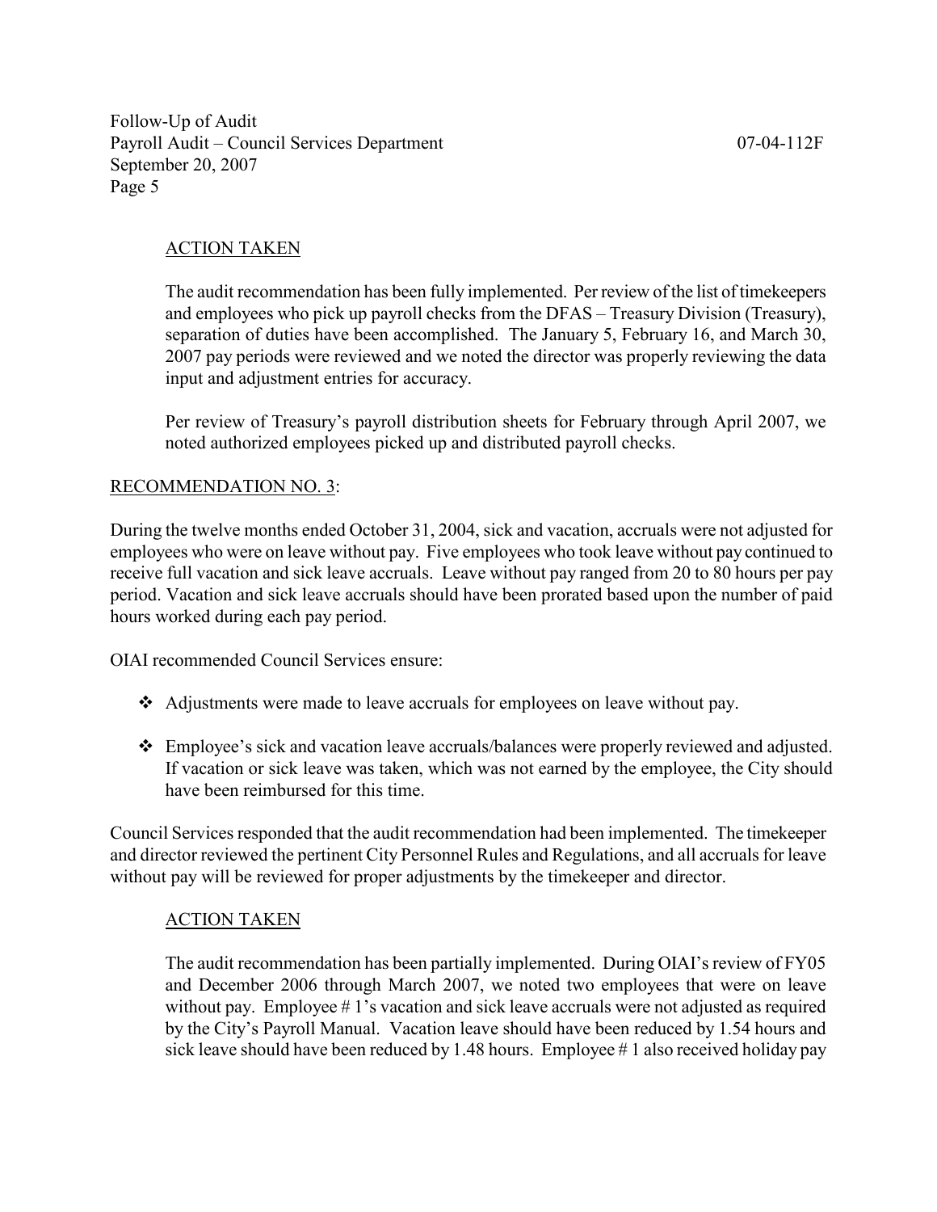ACTION TAKEN

The audit recommendation has been fully implemented. Per review of the list of timekeepers and employees who pick up payroll checks from the DFAS – Treasury Division (Treasury), separation of duties have been accomplished. The January 5, February 16, and March 30, 2007 pay periods were reviewed and we noted the director was properly reviewing the data input and adjustment entries for accuracy.

Per review of Treasury's payroll distribution sheets for February through April 2007, we noted authorized employees picked up and distributed payroll checks.

RECOMMENDATION NO. 3:

During the twelve months ended October 31, 2004, sick and vacation, accruals were not adjusted for employees who were on leave without pay. Five employees who took leave without pay continued to receive full vacation and sick leave accruals. Leave without pay ranged from 20 to 80 hours per pay period. Vacation and sick leave accruals should have been prorated based upon the number of paid hours worked during each pay period.

OIAI recommended Council Services ensure:

- Adjustments were made to leave accruals for employees on leave without pay.
- Employee's sick and vacation leave accruals/balances were properly reviewed and adjusted. If vacation or sick leave was taken, which was not earned by the employee, the City should have been reimbursed for this time.

Council Services responded that the audit recommendation had been implemented. The timekeeper and director reviewed the pertinent City Personnel Rules and Regulations, and all accruals for leave without pay will be reviewed for proper adjustments by the timekeeper and director.

ACTION TAKEN

The audit recommendation has been partially implemented. During OIAI's review of FY05 and December 2006 through March 2007, we noted two employees that were on leave without pay. Employee # 1's vacation and sick leave accruals were not adjusted as required by the City's Payroll Manual. Vacation leave should have been reduced by 1.54 hours and sick leave should have been reduced by 1.48 hours. Employee # 1 also received holiday pay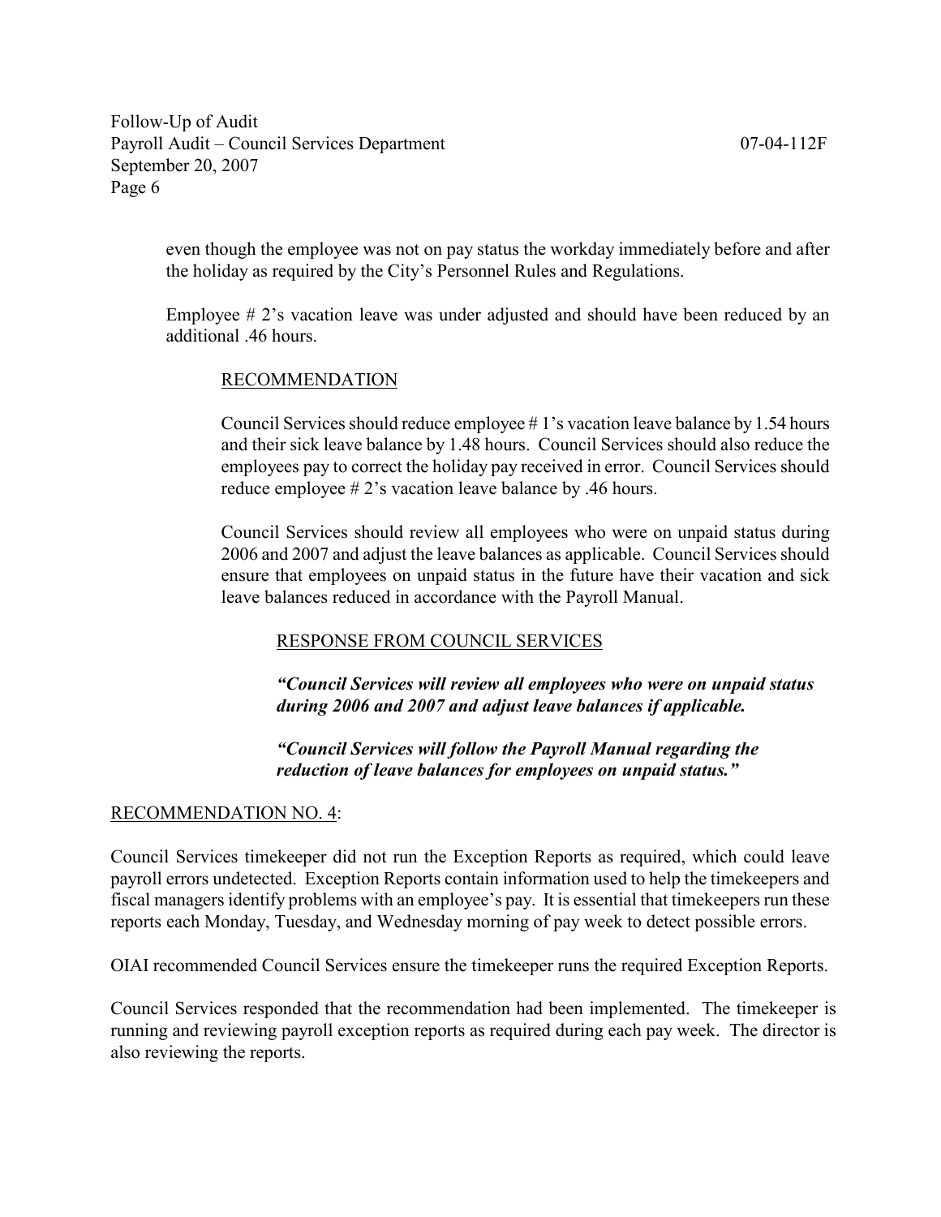even though the employee was not on pay status the workday immediately before and after the holiday as required by the City's Personnel Rules and Regulations.

Employee # 2's vacation leave was under adjusted and should have been reduced by an additional .46 hours.

RECOMMENDATION

Council Services should reduce employee # 1's vacation leave balance by 1.54 hours and their sick leave balance by 1.48 hours. Council Services should also reduce the employees pay to correct the holiday pay received in error. Council Services should reduce employee # 2's vacation leave balance by .46 hours.

Council Services should review all employees who were on unpaid status during 2006 and 2007 and adjust the leave balances as applicable. Council Services should ensure that employees on unpaid status in the future have their vacation and sick leave balances reduced in accordance with the Payroll Manual.

RESPONSE FROM COUNCIL SERVICES

***"Council Services will review all employees who were on unpaid status during 2006 and 2007 and adjust leave balances if applicable.***

***"Council Services will follow the Payroll Manual regarding the reduction of leave balances for employees on unpaid status."***

RECOMMENDATION NO. 4:

Council Services timekeeper did not run the Exception Reports as required, which could leave payroll errors undetected. Exception Reports contain information used to help the timekeepers and fiscal managers identify problems with an employee's pay. It is essential that timekeepers run these reports each Monday, Tuesday, and Wednesday morning of pay week to detect possible errors.

OIAI recommended Council Services ensure the timekeeper runs the required Exception Reports.

Council Services responded that the recommendation had been implemented. The timekeeper is running and reviewing payroll exception reports as required during each pay week. The director is also reviewing the reports.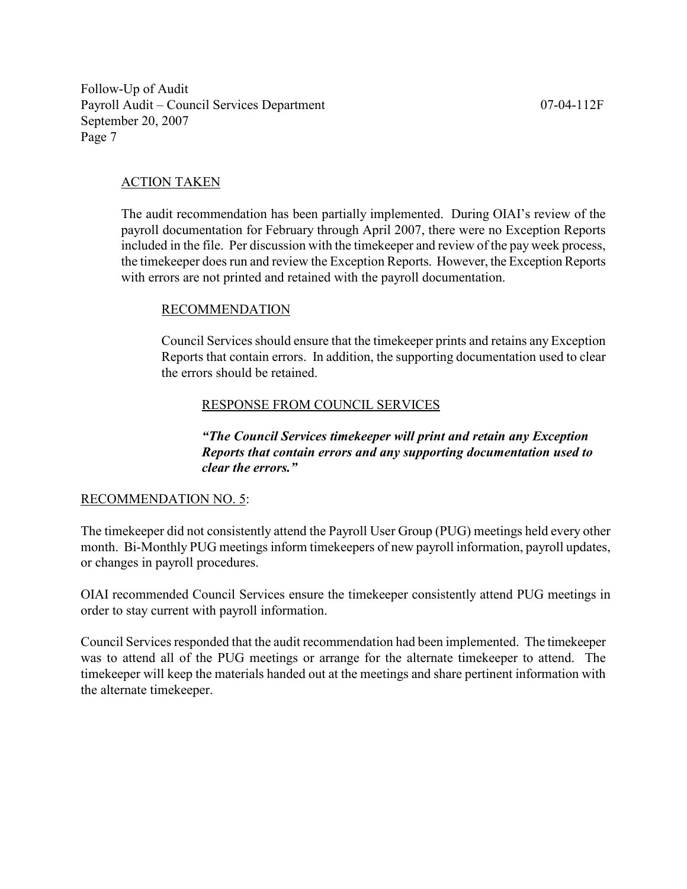ACTION TAKEN

The audit recommendation has been partially implemented. During OIAI's review of the payroll documentation for February through April 2007, there were no Exception Reports included in the file. Per discussion with the timekeeper and review of the pay week process, the timekeeper does run and review the Exception Reports. However, the Exception Reports with errors are not printed and retained with the payroll documentation.

RECOMMENDATION

Council Services should ensure that the timekeeper prints and retains any Exception Reports that contain errors. In addition, the supporting documentation used to clear the errors should be retained.

RESPONSE FROM COUNCIL SERVICES

***"The Council Services timekeeper will print and retain any Exception Reports that contain errors and any supporting documentation used to clear the errors."***

RECOMMENDATION NO. 5:

The timekeeper did not consistently attend the Payroll User Group (PUG) meetings held every other month. Bi-Monthly PUG meetings inform timekeepers of new payroll information, payroll updates, or changes in payroll procedures.

OIAI recommended Council Services ensure the timekeeper consistently attend PUG meetings in order to stay current with payroll information.

Council Services responded that the audit recommendation had been implemented. The timekeeper was to attend all of the PUG meetings or arrange for the alternate timekeeper to attend. The timekeeper will keep the materials handed out at the meetings and share pertinent information with the alternate timekeeper.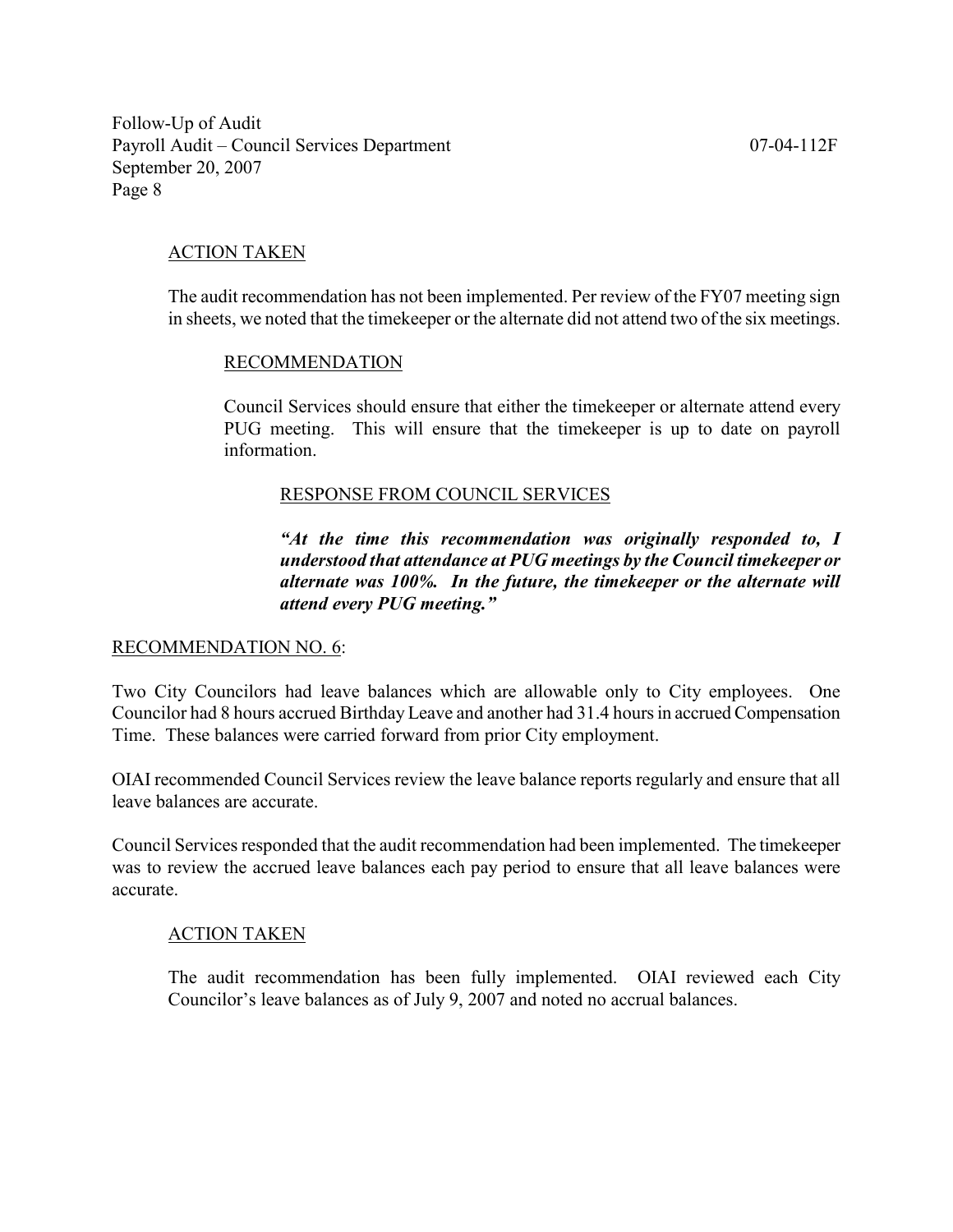ACTION TAKEN

The audit recommendation has not been implemented. Per review of the FY07 meeting sign in sheets, we noted that the timekeeper or the alternate did not attend two of the six meetings.

RECOMMENDATION

Council Services should ensure that either the timekeeper or alternate attend every PUG meeting. This will ensure that the timekeeper is up to date on payroll information.

RESPONSE FROM COUNCIL SERVICES

***"At the time this recommendation was originally responded to, I understood that attendance at PUG meetings by the Council timekeeper or alternate was 100%. In the future, the timekeeper or the alternate will attend every PUG meeting."***

RECOMMENDATION NO. 6:

Two City Councilors had leave balances which are allowable only to City employees. One Councilor had 8 hours accrued Birthday Leave and another had 31.4 hours in accrued Compensation Time. These balances were carried forward from prior City employment.

OIAI recommended Council Services review the leave balance reports regularly and ensure that all leave balances are accurate.

Council Services responded that the audit recommendation had been implemented. The timekeeper was to review the accrued leave balances each pay period to ensure that all leave balances were accurate.

ACTION TAKEN

The audit recommendation has been fully implemented. OIAI reviewed each City Councilor's leave balances as of July 9, 2007 and noted no accrual balances.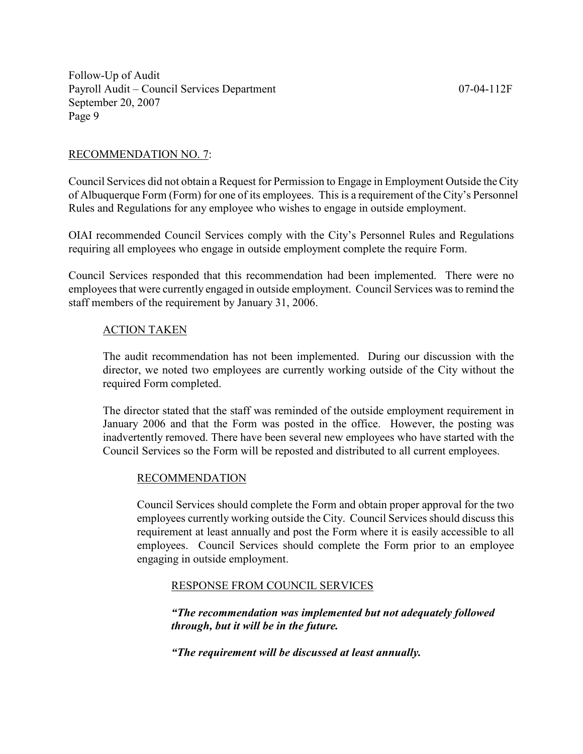RECOMMENDATION NO. 7:

Council Services did not obtain a Request for Permission to Engage in Employment Outside the City of Albuquerque Form (Form) for one of its employees. This is a requirement of the City's Personnel Rules and Regulations for any employee who wishes to engage in outside employment.

OIAI recommended Council Services comply with the City's Personnel Rules and Regulations requiring all employees who engage in outside employment complete the require Form.

Council Services responded that this recommendation had been implemented. There were no employees that were currently engaged in outside employment. Council Services was to remind the staff members of the requirement by January 31, 2006.

ACTION TAKEN

The audit recommendation has not been implemented. During our discussion with the director, we noted two employees are currently working outside of the City without the required Form completed.

The director stated that the staff was reminded of the outside employment requirement in January 2006 and that the Form was posted in the office. However, the posting was inadvertently removed. There have been several new employees who have started with the Council Services so the Form will be reposted and distributed to all current employees.

RECOMMENDATION

Council Services should complete the Form and obtain proper approval for the two employees currently working outside the City. Council Services should discuss this requirement at least annually and post the Form where it is easily accessible to all employees. Council Services should complete the Form prior to an employee engaging in outside employment.

RESPONSE FROM COUNCIL SERVICES

***"The recommendation was implemented but not adequately followed through, but it will be in the future.***

***"The requirement will be discussed at least annually.***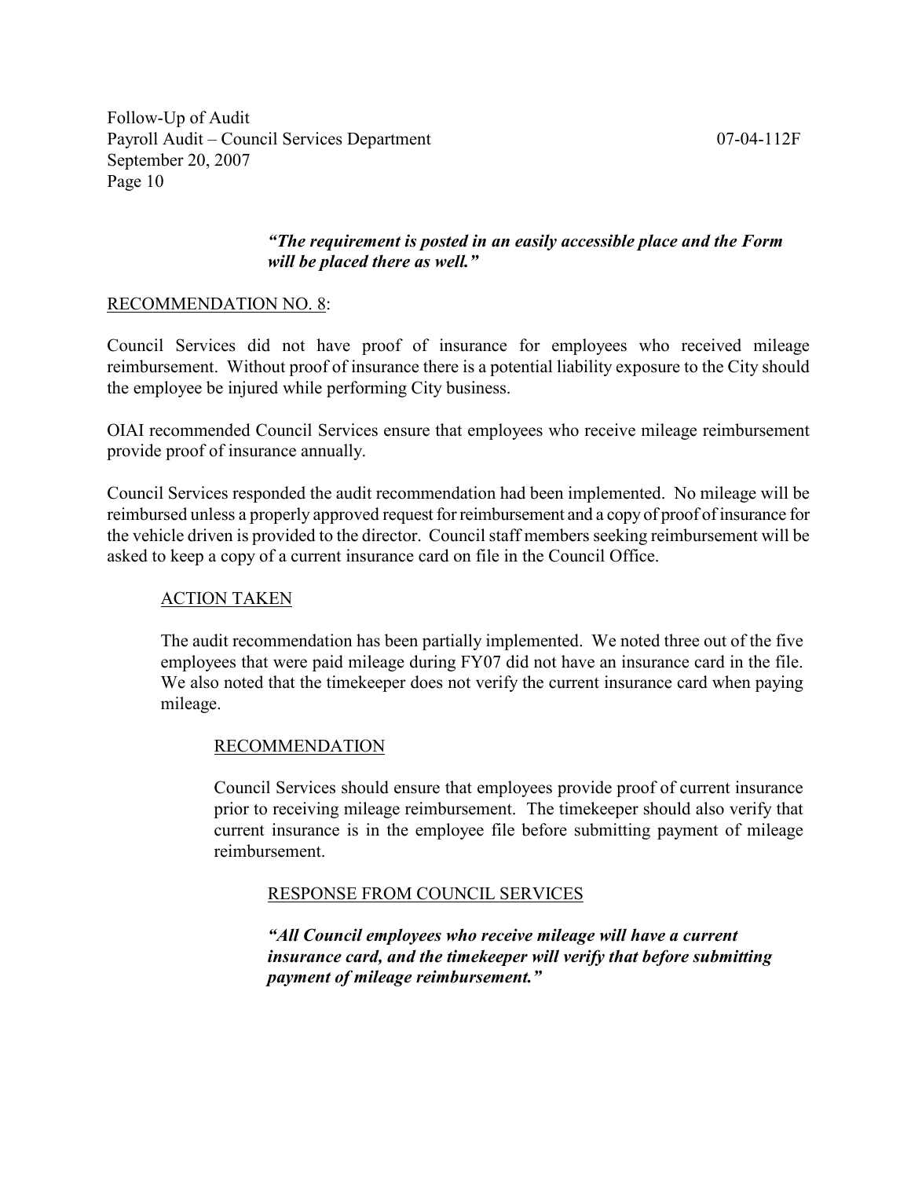***"The requirement is posted in an easily accessible place and the Form will be placed there as well."***

RECOMMENDATION NO. 8:

Council Services did not have proof of insurance for employees who received mileage reimbursement. Without proof of insurance there is a potential liability exposure to the City should the employee be injured while performing City business.

OIAI recommended Council Services ensure that employees who receive mileage reimbursement provide proof of insurance annually.

Council Services responded the audit recommendation had been implemented. No mileage will be reimbursed unless a properly approved request for reimbursement and a copy of proof of insurance for the vehicle driven is provided to the director. Council staff members seeking reimbursement will be asked to keep a copy of a current insurance card on file in the Council Office.

ACTION TAKEN

The audit recommendation has been partially implemented. We noted three out of the five employees that were paid mileage during FY07 did not have an insurance card in the file. We also noted that the timekeeper does not verify the current insurance card when paying mileage.

RECOMMENDATION

Council Services should ensure that employees provide proof of current insurance prior to receiving mileage reimbursement. The timekeeper should also verify that current insurance is in the employee file before submitting payment of mileage reimbursement.

RESPONSE FROM COUNCIL SERVICES

***"All Council employees who receive mileage will have a current insurance card, and the timekeeper will verify that before submitting payment of mileage reimbursement."***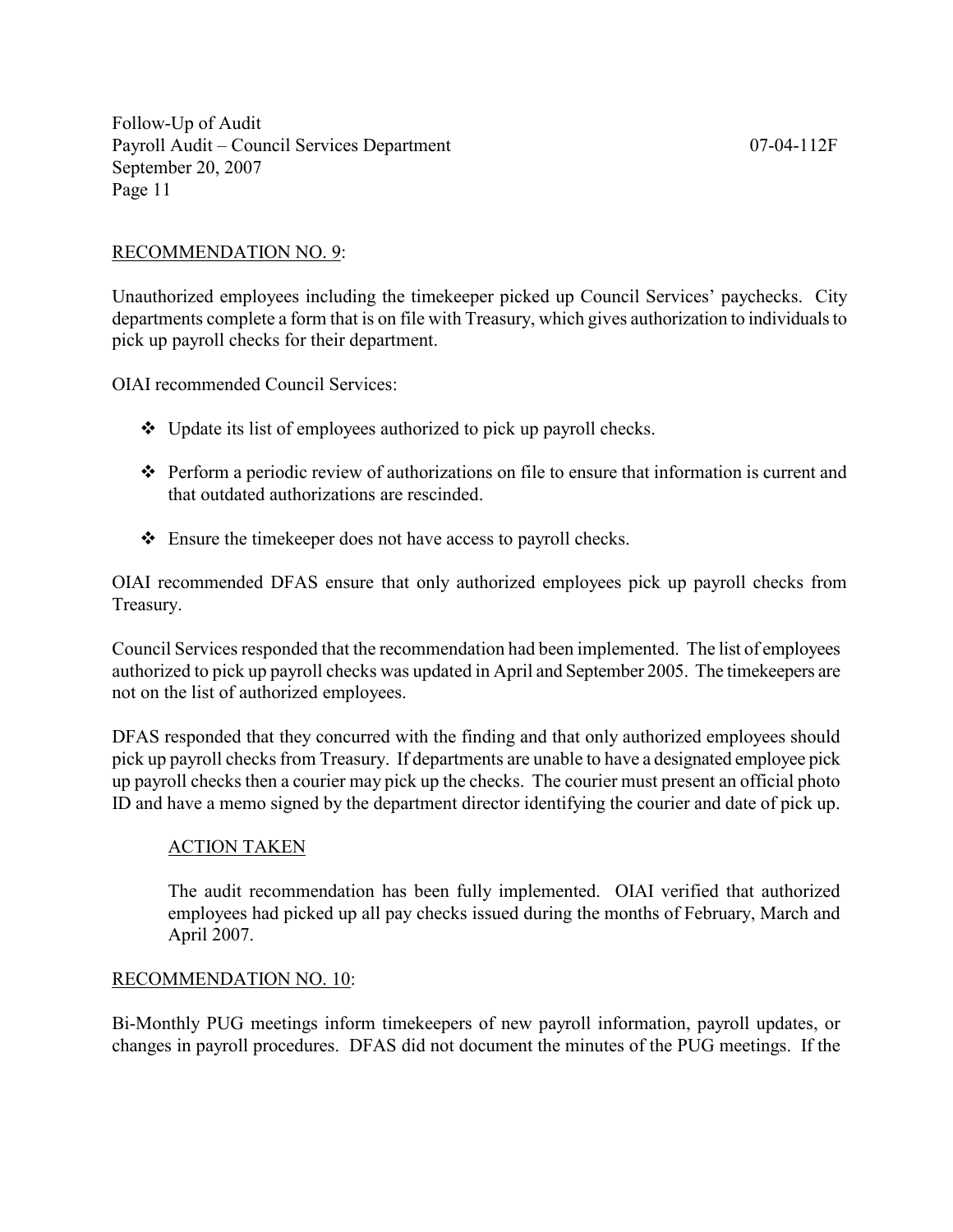RECOMMENDATION NO. 9:

Unauthorized employees including the timekeeper picked up Council Services' paychecks. City departments complete a form that is on file with Treasury, which gives authorization to individuals to pick up payroll checks for their department.

OIAI recommended Council Services:

- Update its list of employees authorized to pick up payroll checks.
- Perform a periodic review of authorizations on file to ensure that information is current and that outdated authorizations are rescinded.
- Ensure the timekeeper does not have access to payroll checks.

OIAI recommended DFAS ensure that only authorized employees pick up payroll checks from Treasury.

Council Services responded that the recommendation had been implemented. The list of employees authorized to pick up payroll checks was updated in April and September 2005. The timekeepers are not on the list of authorized employees.

DFAS responded that they concurred with the finding and that only authorized employees should pick up payroll checks from Treasury. If departments are unable to have a designated employee pick up payroll checks then a courier may pick up the checks. The courier must present an official photo ID and have a memo signed by the department director identifying the courier and date of pick up.

ACTION TAKEN

The audit recommendation has been fully implemented. OIAI verified that authorized employees had picked up all pay checks issued during the months of February, March and April 2007.

RECOMMENDATION NO. 10:

Bi-Monthly PUG meetings inform timekeepers of new payroll information, payroll updates, or changes in payroll procedures. DFAS did not document the minutes of the PUG meetings. If the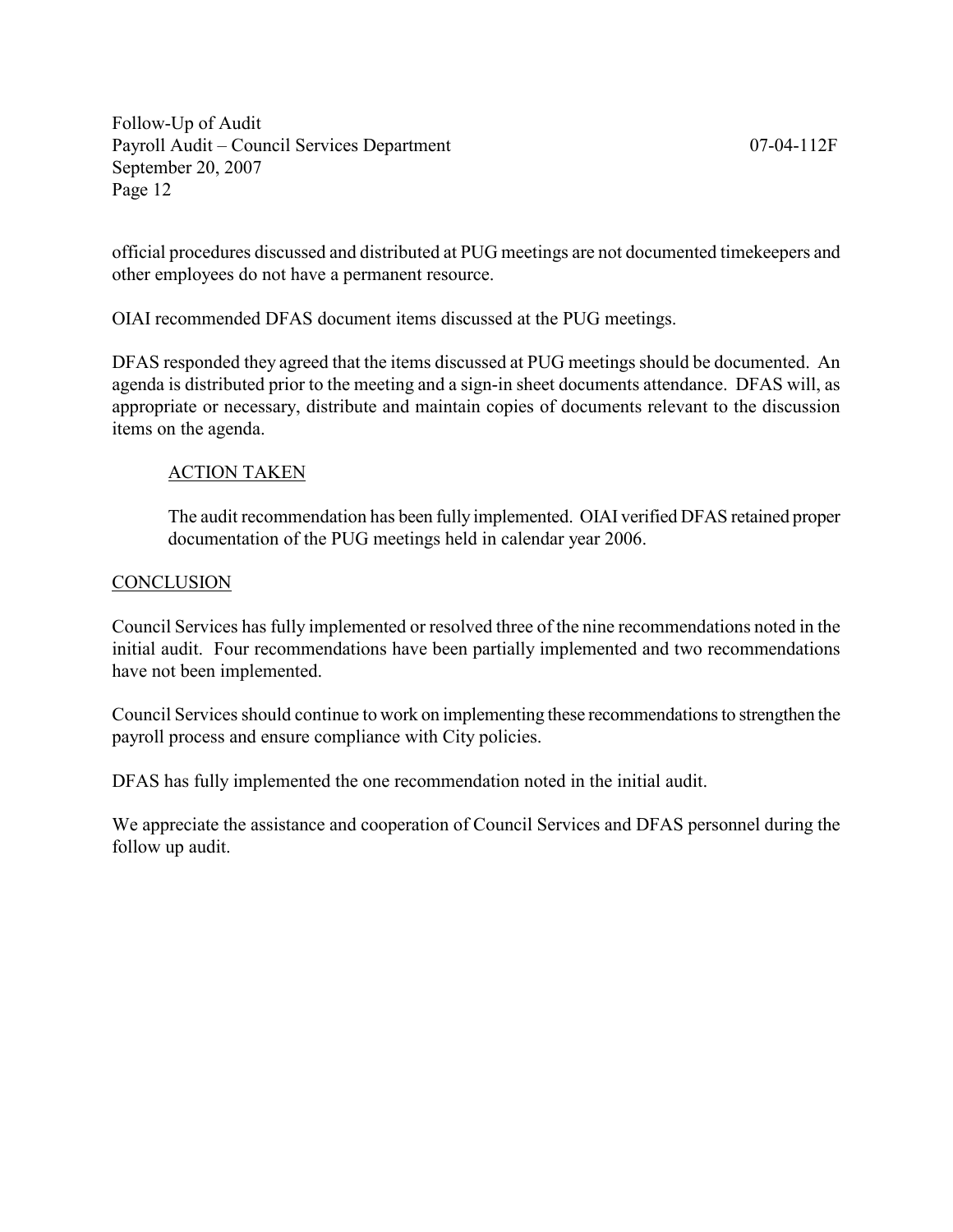official procedures discussed and distributed at PUG meetings are not documented timekeepers and other employees do not have a permanent resource.

OIAI recommended DFAS document items discussed at the PUG meetings.

DFAS responded they agreed that the items discussed at PUG meetings should be documented. An agenda is distributed prior to the meeting and a sign-in sheet documents attendance. DFAS will, as appropriate or necessary, distribute and maintain copies of documents relevant to the discussion items on the agenda.

> ACTION TAKEN
>
> The audit recommendation has been fully implemented. OIAI verified DFAS retained proper documentation of the PUG meetings held in calendar year 2006.

## CONCLUSION

Council Services has fully implemented or resolved three of the nine recommendations noted in the initial audit. Four recommendations have been partially implemented and two recommendations have not been implemented.

Council Services should continue to work on implementing these recommendations to strengthen the payroll process and ensure compliance with City policies.

DFAS has fully implemented the one recommendation noted in the initial audit.

We appreciate the assistance and cooperation of Council Services and DFAS personnel during the follow up audit.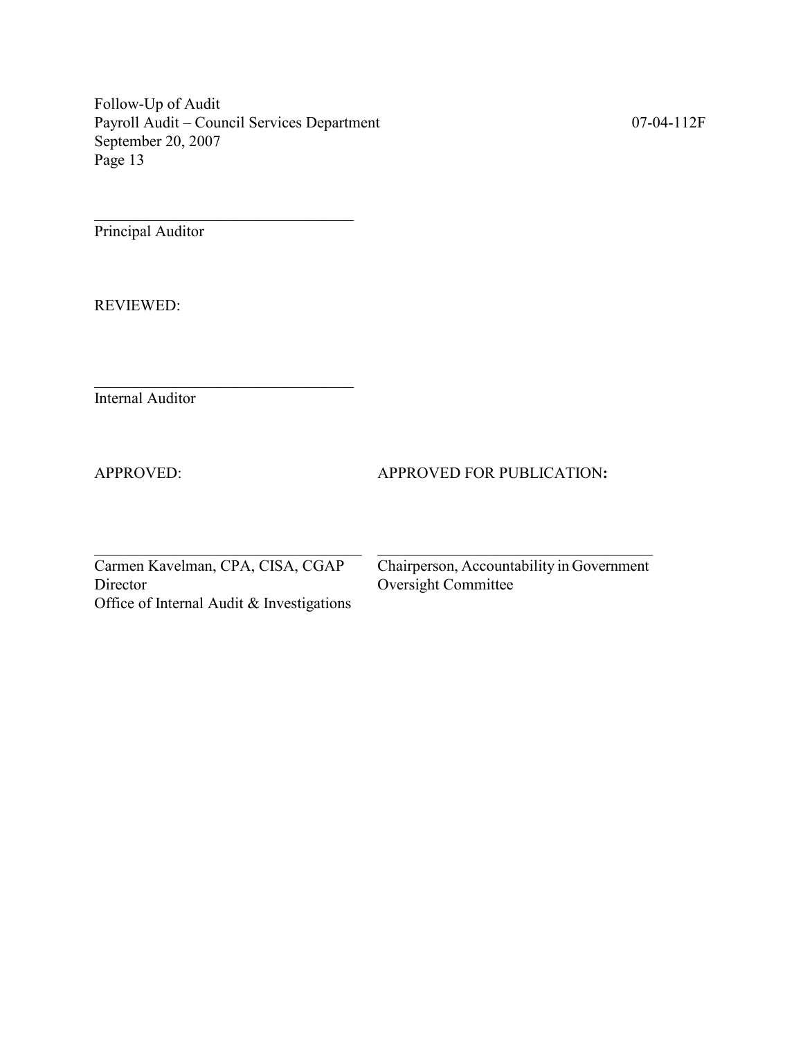\_\_\_\_\_\_\_\_\_\_\_\_\_\_\_\_\_\_\_\_\_\_\_\_\_\_\_\_\_\_\_\_\_\_

Principal Auditor

REVIEWED:

\_\_\_\_\_\_\_\_\_\_\_\_\_\_\_\_\_\_\_\_\_\_\_\_\_\_\_\_\_\_\_\_\_\_

Internal Auditor

APPROVED:

\_\_\_\_\_\_\_\_\_\_\_\_\_\_\_\_\_\_\_\_\_\_\_\_\_\_\_\_\_\_\_\_\_\_

Carmen Kavelman, CPA, CISA, CGAP
Director
Office of Internal Audit & Investigations

APPROVED FOR PUBLICATION**:**

\_\_\_\_\_\_\_\_\_\_\_\_\_\_\_\_\_\_\_\_\_\_\_\_\_\_\_\_\_\_\_\_\_\_

Chairperson, Accountability in Government Oversight Committee